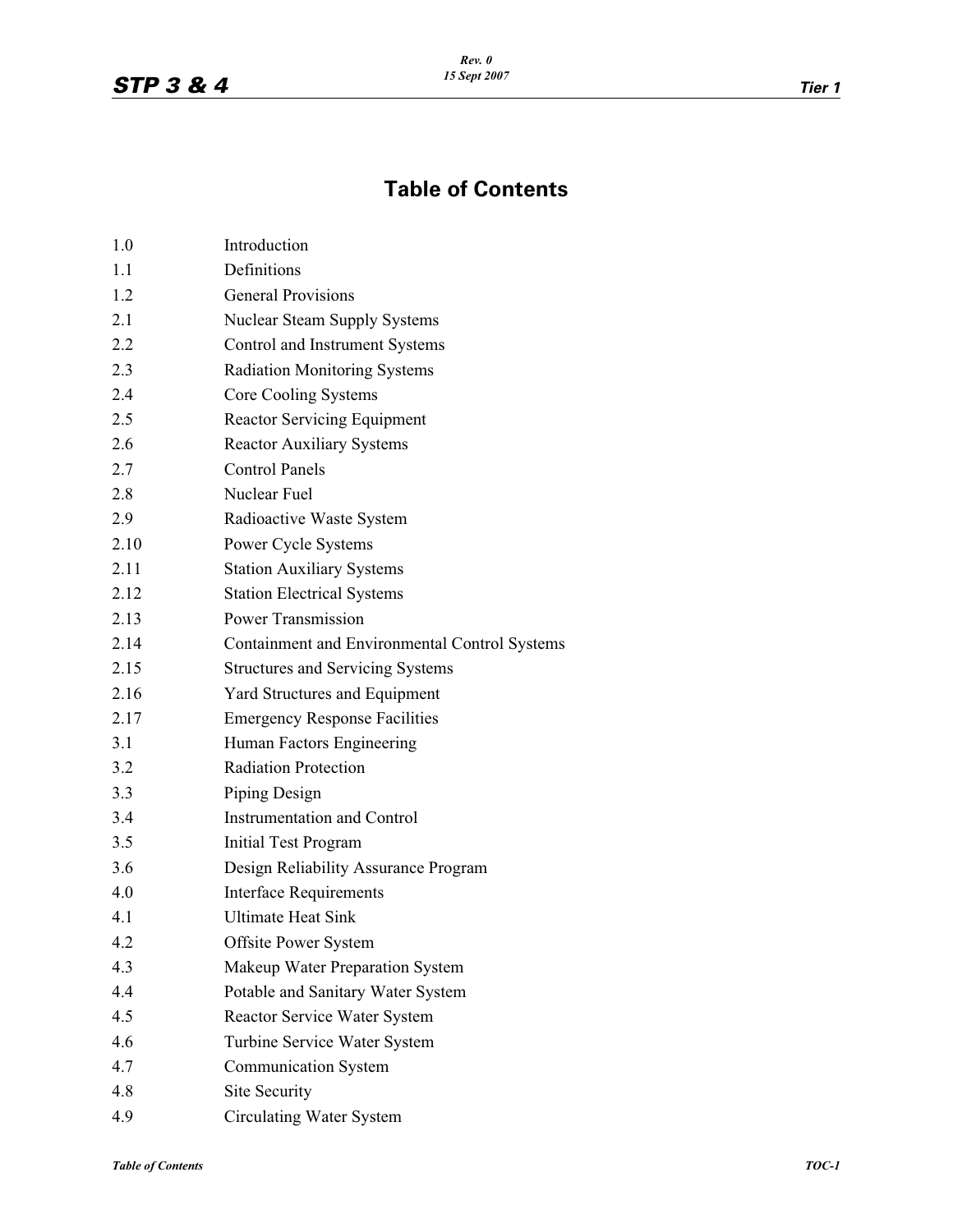# Table of Contents

| | |
|---|---|
| 1.0 | Introduction |
| 1.1 | Definitions |
| 1.2 | General Provisions |
| 2.1 | Nuclear Steam Supply Systems |
| 2.2 | Control and Instrument Systems |
| 2.3 | Radiation Monitoring Systems |
| 2.4 | Core Cooling Systems |
| 2.5 | Reactor Servicing Equipment |
| 2.6 | Reactor Auxiliary Systems |
| 2.7 | Control Panels |
| 2.8 | Nuclear Fuel |
| 2.9 | Radioactive Waste System |
| 2.10 | Power Cycle Systems |
| 2.11 | Station Auxiliary Systems |
| 2.12 | Station Electrical Systems |
| 2.13 | Power Transmission |
| 2.14 | Containment and Environmental Control Systems |
| 2.15 | Structures and Servicing Systems |
| 2.16 | Yard Structures and Equipment |
| 2.17 | Emergency Response Facilities |
| 3.1 | Human Factors Engineering |
| 3.2 | Radiation Protection |
| 3.3 | Piping Design |
| 3.4 | Instrumentation and Control |
| 3.5 | Initial Test Program |
| 3.6 | Design Reliability Assurance Program |
| 4.0 | Interface Requirements |
| 4.1 | Ultimate Heat Sink |
| 4.2 | Offsite Power System |
| 4.3 | Makeup Water Preparation System |
| 4.4 | Potable and Sanitary Water System |
| 4.5 | Reactor Service Water System |
| 4.6 | Turbine Service Water System |
| 4.7 | Communication System |
| 4.8 | Site Security |
| 4.9 | Circulating Water System |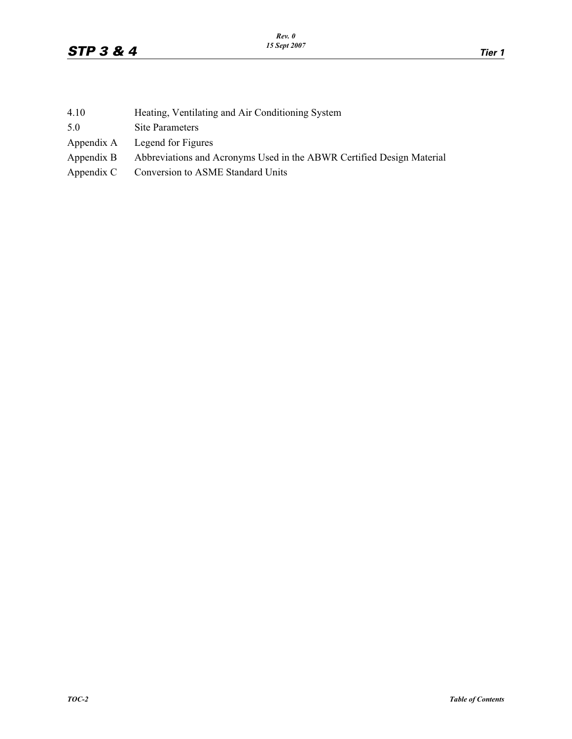| | |
|---|---|
| 4.10 | Heating, Ventilating and Air Conditioning System |
| 5.0 | Site Parameters |
| Appendix A | Legend for Figures |
| Appendix B | Abbreviations and Acronyms Used in the ABWR Certified Design Material |
| Appendix C | Conversion to ASME Standard Units |